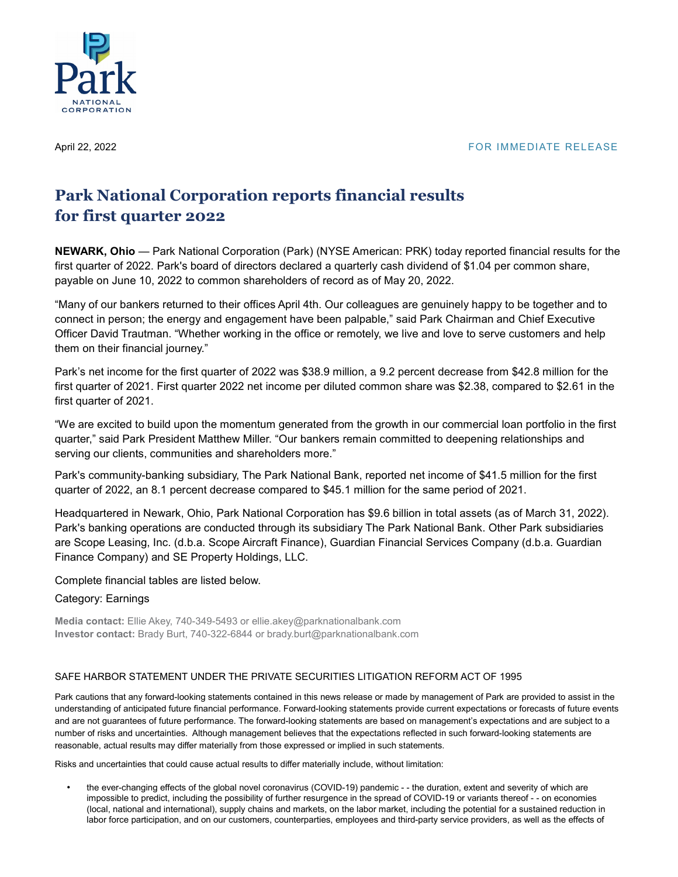Park NATIONAL CORPORATION

April 22, 2022 FOR IMMEDIATE RELEASE

# Park National Corporation reports financial results for first quarter 2022

**NEWARK, Ohio** — Park National Corporation (Park) (NYSE American: PRK) today reported financial results for the first quarter of 2022. Park's board of directors declared a quarterly cash dividend of $1.04 per common share, payable on June 10, 2022 to common shareholders of record as of May 20, 2022.

"Many of our bankers returned to their offices April 4th. Our colleagues are genuinely happy to be together and to connect in person; the energy and engagement have been palpable," said Park Chairman and Chief Executive Officer David Trautman. "Whether working in the office or remotely, we live and love to serve customers and help them on their financial journey."

Park's net income for the first quarter of 2022 was $38.9 million, a 9.2 percent decrease from $42.8 million for the first quarter of 2021. First quarter 2022 net income per diluted common share was $2.38, compared to $2.61 in the first quarter of 2021.

"We are excited to build upon the momentum generated from the growth in our commercial loan portfolio in the first quarter," said Park President Matthew Miller. "Our bankers remain committed to deepening relationships and serving our clients, communities and shareholders more."

Park's community-banking subsidiary, The Park National Bank, reported net income of $41.5 million for the first quarter of 2022, an 8.1 percent decrease compared to $45.1 million for the same period of 2021.

Headquartered in Newark, Ohio, Park National Corporation has $9.6 billion in total assets (as of March 31, 2022). Park's banking operations are conducted through its subsidiary The Park National Bank. Other Park subsidiaries are Scope Leasing, Inc. (d.b.a. Scope Aircraft Finance), Guardian Financial Services Company (d.b.a. Guardian Finance Company) and SE Property Holdings, LLC.

Complete financial tables are listed below.

Category: Earnings

**Media contact:** Ellie Akey, 740-349-5493 or ellie.akey@parknationalbank.com
**Investor contact:** Brady Burt, 740-322-6844 or brady.burt@parknationalbank.com

SAFE HARBOR STATEMENT UNDER THE PRIVATE SECURITIES LITIGATION REFORM ACT OF 1995

Park cautions that any forward-looking statements contained in this news release or made by management of Park are provided to assist in the understanding of anticipated future financial performance. Forward-looking statements provide current expectations or forecasts of future events and are not guarantees of future performance. The forward-looking statements are based on management's expectations and are subject to a number of risks and uncertainties. Although management believes that the expectations reflected in such forward-looking statements are reasonable, actual results may differ materially from those expressed or implied in such statements.

Risks and uncertainties that could cause actual results to differ materially include, without limitation:

- the ever-changing effects of the global novel coronavirus (COVID-19) pandemic - - the duration, extent and severity of which are impossible to predict, including the possibility of further resurgence in the spread of COVID-19 or variants thereof - - on economies (local, national and international), supply chains and markets, on the labor market, including the potential for a sustained reduction in labor force participation, and on our customers, counterparties, employees and third-party service providers, as well as the effects of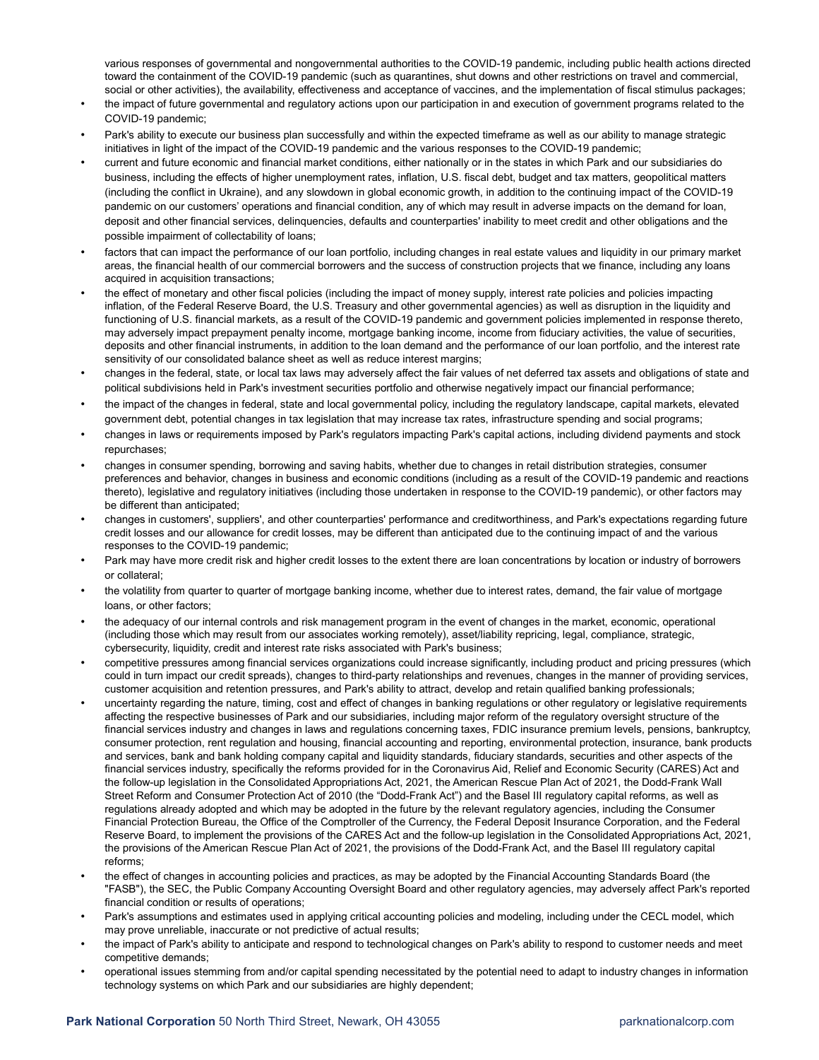various responses of governmental and nongovernmental authorities to the COVID-19 pandemic, including public health actions directed toward the containment of the COVID-19 pandemic (such as quarantines, shut downs and other restrictions on travel and commercial, social or other activities), the availability, effectiveness and acceptance of vaccines, and the implementation of fiscal stimulus packages;

- the impact of future governmental and regulatory actions upon our participation in and execution of government programs related to the COVID-19 pandemic;
- Park's ability to execute our business plan successfully and within the expected timeframe as well as our ability to manage strategic initiatives in light of the impact of the COVID-19 pandemic and the various responses to the COVID-19 pandemic;
- current and future economic and financial market conditions, either nationally or in the states in which Park and our subsidiaries do business, including the effects of higher unemployment rates, inflation, U.S. fiscal debt, budget and tax matters, geopolitical matters (including the conflict in Ukraine), and any slowdown in global economic growth, in addition to the continuing impact of the COVID-19 pandemic on our customers' operations and financial condition, any of which may result in adverse impacts on the demand for loan, deposit and other financial services, delinquencies, defaults and counterparties' inability to meet credit and other obligations and the possible impairment of collectability of loans;
- factors that can impact the performance of our loan portfolio, including changes in real estate values and liquidity in our primary market areas, the financial health of our commercial borrowers and the success of construction projects that we finance, including any loans acquired in acquisition transactions;
- the effect of monetary and other fiscal policies (including the impact of money supply, interest rate policies and policies impacting inflation, of the Federal Reserve Board, the U.S. Treasury and other governmental agencies) as well as disruption in the liquidity and functioning of U.S. financial markets, as a result of the COVID-19 pandemic and government policies implemented in response thereto, may adversely impact prepayment penalty income, mortgage banking income, income from fiduciary activities, the value of securities, deposits and other financial instruments, in addition to the loan demand and the performance of our loan portfolio, and the interest rate sensitivity of our consolidated balance sheet as well as reduce interest margins;
- changes in the federal, state, or local tax laws may adversely affect the fair values of net deferred tax assets and obligations of state and political subdivisions held in Park's investment securities portfolio and otherwise negatively impact our financial performance;
- the impact of the changes in federal, state and local governmental policy, including the regulatory landscape, capital markets, elevated government debt, potential changes in tax legislation that may increase tax rates, infrastructure spending and social programs;
- changes in laws or requirements imposed by Park's regulators impacting Park's capital actions, including dividend payments and stock repurchases;
- changes in consumer spending, borrowing and saving habits, whether due to changes in retail distribution strategies, consumer preferences and behavior, changes in business and economic conditions (including as a result of the COVID-19 pandemic and reactions thereto), legislative and regulatory initiatives (including those undertaken in response to the COVID-19 pandemic), or other factors may be different than anticipated;
- changes in customers', suppliers', and other counterparties' performance and creditworthiness, and Park's expectations regarding future credit losses and our allowance for credit losses, may be different than anticipated due to the continuing impact of and the various responses to the COVID-19 pandemic;
- Park may have more credit risk and higher credit losses to the extent there are loan concentrations by location or industry of borrowers or collateral;
- the volatility from quarter to quarter of mortgage banking income, whether due to interest rates, demand, the fair value of mortgage loans, or other factors;
- the adequacy of our internal controls and risk management program in the event of changes in the market, economic, operational (including those which may result from our associates working remotely), asset/liability repricing, legal, compliance, strategic, cybersecurity, liquidity, credit and interest rate risks associated with Park's business;
- competitive pressures among financial services organizations could increase significantly, including product and pricing pressures (which could in turn impact our credit spreads), changes to third-party relationships and revenues, changes in the manner of providing services, customer acquisition and retention pressures, and Park's ability to attract, develop and retain qualified banking professionals;
- uncertainty regarding the nature, timing, cost and effect of changes in banking regulations or other regulatory or legislative requirements affecting the respective businesses of Park and our subsidiaries, including major reform of the regulatory oversight structure of the financial services industry and changes in laws and regulations concerning taxes, FDIC insurance premium levels, pensions, bankruptcy, consumer protection, rent regulation and housing, financial accounting and reporting, environmental protection, insurance, bank products and services, bank and bank holding company capital and liquidity standards, fiduciary standards, securities and other aspects of the financial services industry, specifically the reforms provided for in the Coronavirus Aid, Relief and Economic Security (CARES) Act and the follow-up legislation in the Consolidated Appropriations Act, 2021, the American Rescue Plan Act of 2021, the Dodd-Frank Wall Street Reform and Consumer Protection Act of 2010 (the "Dodd-Frank Act") and the Basel III regulatory capital reforms, as well as regulations already adopted and which may be adopted in the future by the relevant regulatory agencies, including the Consumer Financial Protection Bureau, the Office of the Comptroller of the Currency, the Federal Deposit Insurance Corporation, and the Federal Reserve Board, to implement the provisions of the CARES Act and the follow-up legislation in the Consolidated Appropriations Act, 2021, the provisions of the American Rescue Plan Act of 2021, the provisions of the Dodd-Frank Act, and the Basel III regulatory capital reforms;
- the effect of changes in accounting policies and practices, as may be adopted by the Financial Accounting Standards Board (the "FASB"), the SEC, the Public Company Accounting Oversight Board and other regulatory agencies, may adversely affect Park's reported financial condition or results of operations;
- Park's assumptions and estimates used in applying critical accounting policies and modeling, including under the CECL model, which may prove unreliable, inaccurate or not predictive of actual results;
- the impact of Park's ability to anticipate and respond to technological changes on Park's ability to respond to customer needs and meet competitive demands;
- operational issues stemming from and/or capital spending necessitated by the potential need to adapt to industry changes in information technology systems on which Park and our subsidiaries are highly dependent;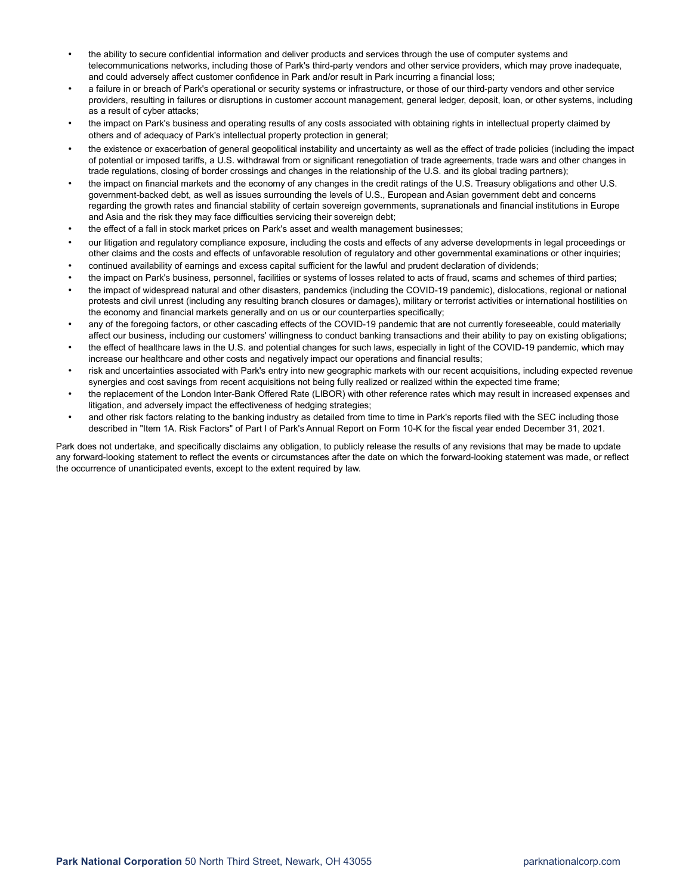- the ability to secure confidential information and deliver products and services through the use of computer systems and telecommunications networks, including those of Park's third-party vendors and other service providers, which may prove inadequate, and could adversely affect customer confidence in Park and/or result in Park incurring a financial loss;
- a failure in or breach of Park's operational or security systems or infrastructure, or those of our third-party vendors and other service providers, resulting in failures or disruptions in customer account management, general ledger, deposit, loan, or other systems, including as a result of cyber attacks;
- the impact on Park's business and operating results of any costs associated with obtaining rights in intellectual property claimed by others and of adequacy of Park's intellectual property protection in general;
- the existence or exacerbation of general geopolitical instability and uncertainty as well as the effect of trade policies (including the impact of potential or imposed tariffs, a U.S. withdrawal from or significant renegotiation of trade agreements, trade wars and other changes in trade regulations, closing of border crossings and changes in the relationship of the U.S. and its global trading partners);
- the impact on financial markets and the economy of any changes in the credit ratings of the U.S. Treasury obligations and other U.S. government-backed debt, as well as issues surrounding the levels of U.S., European and Asian government debt and concerns regarding the growth rates and financial stability of certain sovereign governments, supranationals and financial institutions in Europe and Asia and the risk they may face difficulties servicing their sovereign debt;
- the effect of a fall in stock market prices on Park's asset and wealth management businesses;
- our litigation and regulatory compliance exposure, including the costs and effects of any adverse developments in legal proceedings or other claims and the costs and effects of unfavorable resolution of regulatory and other governmental examinations or other inquiries;
- continued availability of earnings and excess capital sufficient for the lawful and prudent declaration of dividends;
- the impact on Park's business, personnel, facilities or systems of losses related to acts of fraud, scams and schemes of third parties;
- the impact of widespread natural and other disasters, pandemics (including the COVID-19 pandemic), dislocations, regional or national protests and civil unrest (including any resulting branch closures or damages), military or terrorist activities or international hostilities on the economy and financial markets generally and on us or our counterparties specifically;
- any of the foregoing factors, or other cascading effects of the COVID-19 pandemic that are not currently foreseeable, could materially affect our business, including our customers' willingness to conduct banking transactions and their ability to pay on existing obligations;
- the effect of healthcare laws in the U.S. and potential changes for such laws, especially in light of the COVID-19 pandemic, which may increase our healthcare and other costs and negatively impact our operations and financial results;
- risk and uncertainties associated with Park's entry into new geographic markets with our recent acquisitions, including expected revenue synergies and cost savings from recent acquisitions not being fully realized or realized within the expected time frame;
- the replacement of the London Inter-Bank Offered Rate (LIBOR) with other reference rates which may result in increased expenses and litigation, and adversely impact the effectiveness of hedging strategies;
- and other risk factors relating to the banking industry as detailed from time to time in Park's reports filed with the SEC including those described in "Item 1A. Risk Factors" of Part I of Park's Annual Report on Form 10-K for the fiscal year ended December 31, 2021.

Park does not undertake, and specifically disclaims any obligation, to publicly release the results of any revisions that may be made to update any forward-looking statement to reflect the events or circumstances after the date on which the forward-looking statement was made, or reflect the occurrence of unanticipated events, except to the extent required by law.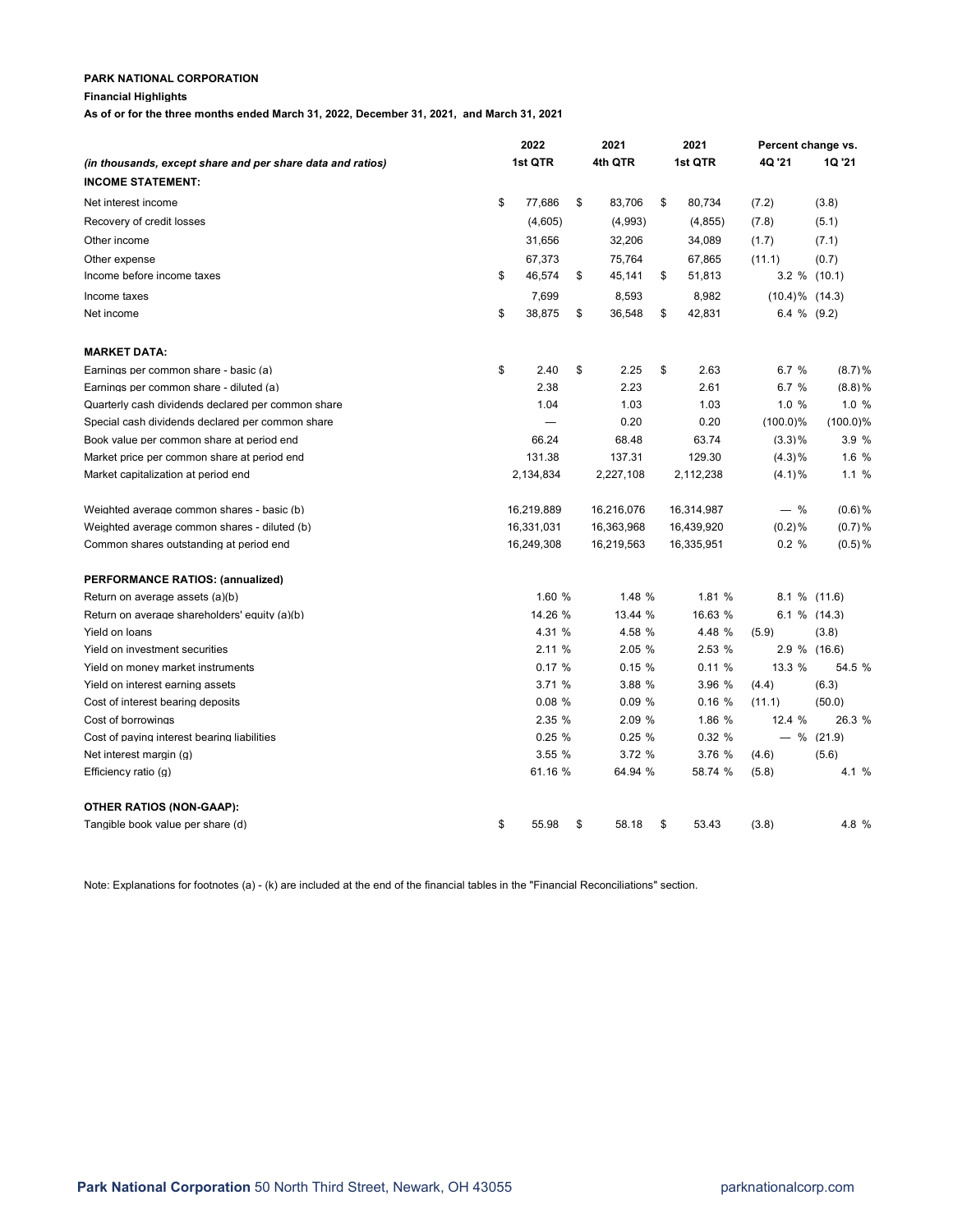**PARK NATIONAL CORPORATION**

**Financial Highlights**

**As of or for the three months ended March 31, 2022, December 31, 2021, and March 31, 2021**

| *(in thousands, except share and per share data and ratios)* | 2022 1st QTR | 2021 4th QTR | 2021 1st QTR | Percent change vs. 4Q '21 | Percent change vs. 1Q '21 |
|---|---|---|---|---|---|
| **INCOME STATEMENT:** | | | | | |
| Net interest income | $ 77,686 | $ 83,706 | $ 80,734 | (7.2) | (3.8) |
| Recovery of credit losses | (4,605) | (4,993) | (4,855) | (7.8) | (5.1) |
| Other income | 31,656 | 32,206 | 34,089 | (1.7) | (7.1) |
| Other expense | 67,373 | 75,764 | 67,865 | (11.1) | (0.7) |
| Income before income taxes | $ 46,574 | $ 45,141 | $ 51,813 | 3.2 % | (10.1) |
| Income taxes | 7,699 | 8,593 | 8,982 | (10.4)% | (14.3) |
| Net income | $ 38,875 | $ 36,548 | $ 42,831 | 6.4 % | (9.2) |
| | | | | | |
| **MARKET DATA:** | | | | | |
| Earnings per common share - basic (a) | $ 2.40 | $ 2.25 | $ 2.63 | 6.7 % | (8.7)% |
| Earnings per common share - diluted (a) | 2.38 | 2.23 | 2.61 | 6.7 % | (8.8)% |
| Quarterly cash dividends declared per common share | 1.04 | 1.03 | 1.03 | 1.0 % | 1.0 % |
| Special cash dividends declared per common share | — | 0.20 | 0.20 | (100.0)% | (100.0)% |
| Book value per common share at period end | 66.24 | 68.48 | 63.74 | (3.3)% | 3.9 % |
| Market price per common share at period end | 131.38 | 137.31 | 129.30 | (4.3)% | 1.6 % |
| Market capitalization at period end | 2,134,834 | 2,227,108 | 2,112,238 | (4.1)% | 1.1 % |
| | | | | | |
| Weighted average common shares - basic (b) | 16,219,889 | 16,216,076 | 16,314,987 | — % | (0.6)% |
| Weighted average common shares - diluted (b) | 16,331,031 | 16,363,968 | 16,439,920 | (0.2)% | (0.7)% |
| Common shares outstanding at period end | 16,249,308 | 16,219,563 | 16,335,951 | 0.2 % | (0.5)% |
| | | | | | |
| **PERFORMANCE RATIOS: (annualized)** | | | | | |
| Return on average assets (a)(b) | 1.60 % | 1.48 % | 1.81 % | 8.1 % | (11.6) |
| Return on average shareholders' equity (a)(b) | 14.26 % | 13.44 % | 16.63 % | 6.1 % | (14.3) |
| Yield on loans | 4.31 % | 4.58 % | 4.48 % | (5.9) | (3.8) |
| Yield on investment securities | 2.11 % | 2.05 % | 2.53 % | 2.9 % | (16.6) |
| Yield on money market instruments | 0.17 % | 0.15 % | 0.11 % | 13.3 % | 54.5 % |
| Yield on interest earning assets | 3.71 % | 3.88 % | 3.96 % | (4.4) | (6.3) |
| Cost of interest bearing deposits | 0.08 % | 0.09 % | 0.16 % | (11.1) | (50.0) |
| Cost of borrowings | 2.35 % | 2.09 % | 1.86 % | 12.4 % | 26.3 % |
| Cost of paying interest bearing liabilities | 0.25 % | 0.25 % | 0.32 % | — % | (21.9) |
| Net interest margin (g) | 3.55 % | 3.72 % | 3.76 % | (4.6) | (5.6) |
| Efficiency ratio (g) | 61.16 % | 64.94 % | 58.74 % | (5.8) | 4.1 % |
| | | | | | |
| **OTHER RATIOS (NON-GAAP):** | | | | | |
| Tangible book value per share (d) | $ 55.98 | $ 58.18 | $ 53.43 | (3.8) | 4.8 % |

Note: Explanations for footnotes (a) - (k) are included at the end of the financial tables in the "Financial Reconciliations" section.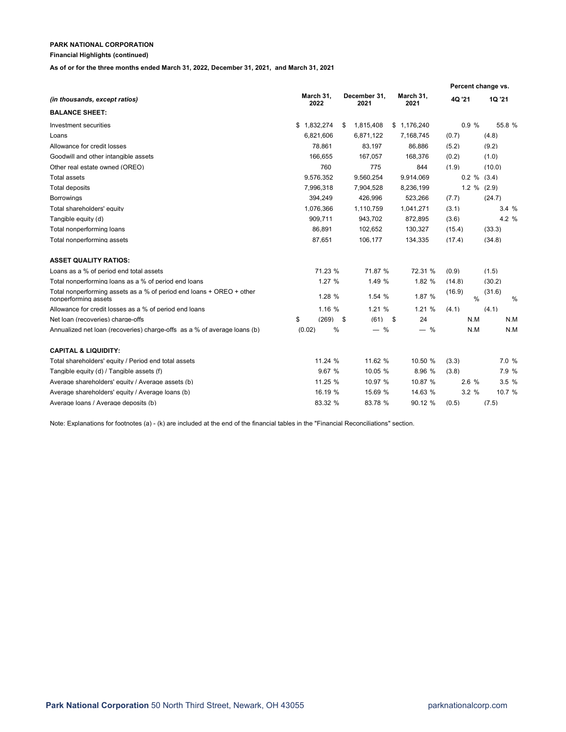**PARK NATIONAL CORPORATION**

**Financial Highlights (continued)**

**As of or for the three months ended March 31, 2022, December 31, 2021, and March 31, 2021**

| *(in thousands, except ratios)* | March 31, 2022 | December 31, 2021 | March 31, 2021 | Percent change vs. 4Q '21 | Percent change vs. 1Q '21 |
|---|---|---|---|---|---|
| **BALANCE SHEET:** | | | | | |
| Investment securities | $ 1,832,274 | $ 1,815,408 | $ 1,176,240 | 0.9 % | 55.8 % |
| Loans | 6,821,606 | 6,871,122 | 7,168,745 | (0.7) | (4.8) |
| Allowance for credit losses | 78,861 | 83,197 | 86,886 | (5.2) | (9.2) |
| Goodwill and other intangible assets | 166,655 | 167,057 | 168,376 | (0.2) | (1.0) |
| Other real estate owned (OREO) | 760 | 775 | 844 | (1.9) | (10.0) |
| Total assets | 9,576,352 | 9,560,254 | 9,914,069 | 0.2 % | (3.4) |
| Total deposits | 7,996,318 | 7,904,528 | 8,236,199 | 1.2 % | (2.9) |
| Borrowings | 394,249 | 426,996 | 523,266 | (7.7) | (24.7) |
| Total shareholders' equity | 1,076,366 | 1,110,759 | 1,041,271 | (3.1) | 3.4 % |
| Tangible equity (d) | 909,711 | 943,702 | 872,895 | (3.6) | 4.2 % |
| Total nonperforming loans | 86,891 | 102,652 | 130,327 | (15.4) | (33.3) |
| Total nonperforming assets | 87,651 | 106,177 | 134,335 | (17.4) | (34.8) |
| **ASSET QUALITY RATIOS:** | | | | | |
| Loans as a % of period end total assets | 71.23 % | 71.87 % | 72.31 % | (0.9) | (1.5) |
| Total nonperforming loans as a % of period end loans | 1.27 % | 1.49 % | 1.82 % | (14.8) | (30.2) |
| Total nonperforming assets as a % of period end loans + OREO + other nonperforming assets | 1.28 % | 1.54 % | 1.87 % | (16.9) % | (31.6) % |
| Allowance for credit losses as a % of period end loans | 1.16 % | 1.21 % | 1.21 % | (4.1) | (4.1) |
| Net loan (recoveries) charge-offs | $ (269) | $ (61) | $ 24 | N.M | N.M |
| Annualized net loan (recoveries) charge-offs as a % of average loans (b) | (0.02) % | — % | — % | N.M | N.M |
| **CAPITAL & LIQUIDITY:** | | | | | |
| Total shareholders' equity / Period end total assets | 11.24 % | 11.62 % | 10.50 % | (3.3) | 7.0 % |
| Tangible equity (d) / Tangible assets (f) | 9.67 % | 10.05 % | 8.96 % | (3.8) | 7.9 % |
| Average shareholders' equity / Average assets (b) | 11.25 % | 10.97 % | 10.87 % | 2.6 % | 3.5 % |
| Average shareholders' equity / Average loans (b) | 16.19 % | 15.69 % | 14.63 % | 3.2 % | 10.7 % |
| Average loans / Average deposits (b) | 83.32 % | 83.78 % | 90.12 % | (0.5) | (7.5) |

Note: Explanations for footnotes (a) - (k) are included at the end of the financial tables in the "Financial Reconciliations" section.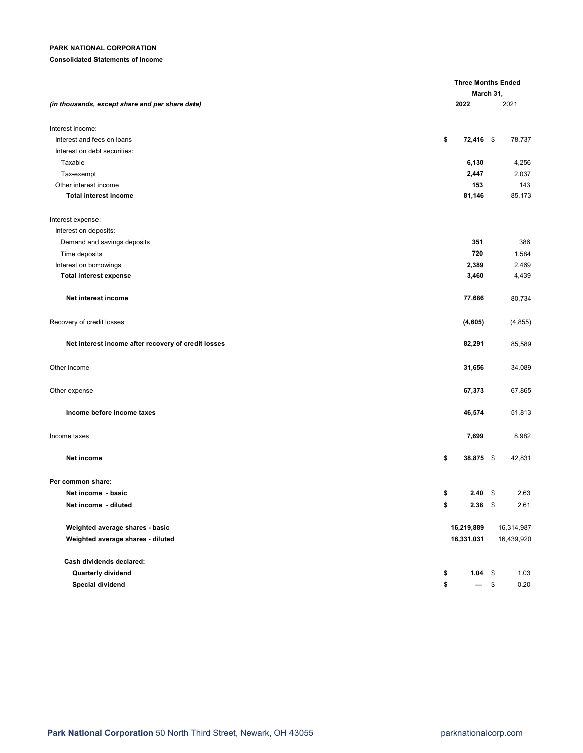**PARK NATIONAL CORPORATION**

**Consolidated Statements of Income**

| *(in thousands, except share and per share data)* | Three Months Ended March 31, 2022 | Three Months Ended March 31, 2021 |
|---|---|---|
| Interest income: | | |
| Interest and fees on loans | **$ 72,416** | $ 78,737 |
| Interest on debt securities: | | |
| Taxable | **6,130** | 4,256 |
| Tax-exempt | **2,447** | 2,037 |
| Other interest income | **153** | 143 |
| **Total interest income** | **81,146** | 85,173 |
| Interest expense: | | |
| Interest on deposits: | | |
| Demand and savings deposits | **351** | 386 |
| Time deposits | **720** | 1,584 |
| Interest on borrowings | **2,389** | 2,469 |
| **Total interest expense** | **3,460** | 4,439 |
| **Net interest income** | **77,686** | 80,734 |
| Recovery of credit losses | **(4,605)** | (4,855) |
| **Net interest income after recovery of credit losses** | **82,291** | 85,589 |
| Other income | **31,656** | 34,089 |
| Other expense | **67,373** | 67,865 |
| **Income before income taxes** | **46,574** | 51,813 |
| Income taxes | **7,699** | 8,982 |
| **Net income** | **$ 38,875** | $ 42,831 |
| **Per common share:** | | |
| **Net income - basic** | **$ 2.40** | $ 2.63 |
| **Net income - diluted** | **$ 2.38** | $ 2.61 |
| **Weighted average shares - basic** | **16,219,889** | 16,314,987 |
| **Weighted average shares - diluted** | **16,331,031** | 16,439,920 |
| **Cash dividends declared:** | | |
| **Quarterly dividend** | **$ 1.04** | $ 1.03 |
| **Special dividend** | **$ —** | $ 0.20 |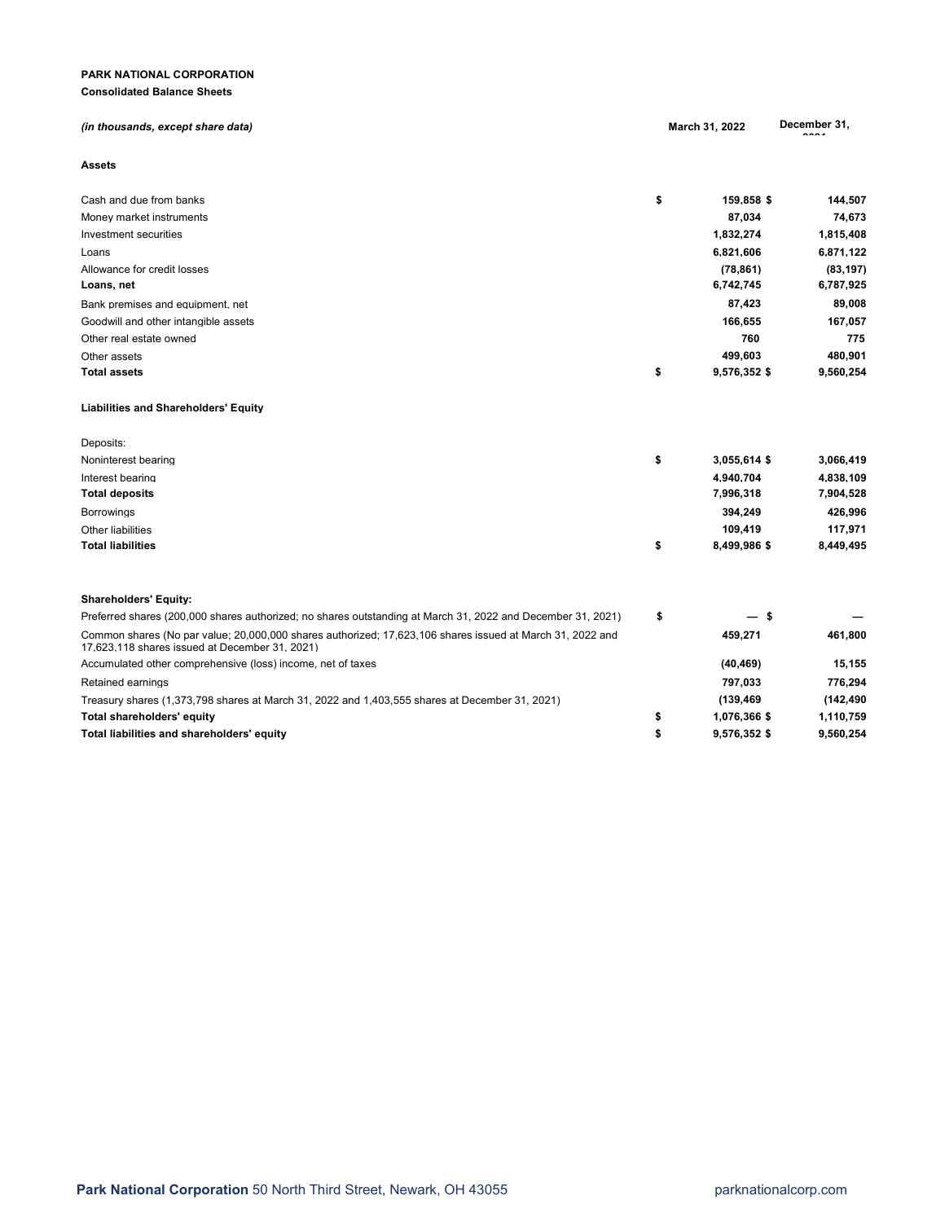**PARK NATIONAL CORPORATION**

**Consolidated Balance Sheets**

| *(in thousands, except share data)* | March 31, 2022 | December 31, 2021 |
|---|---|---|
| **Assets** | | |
| Cash and due from banks | $ 159,858 | $ 144,507 |
| Money market instruments | 87,034 | 74,673 |
| Investment securities | 1,832,274 | 1,815,408 |
| Loans | 6,821,606 | 6,871,122 |
| Allowance for credit losses | (78,861) | (83,197) |
| **Loans, net** | 6,742,745 | 6,787,925 |
| Bank premises and equipment, net | 87,423 | 89,008 |
| Goodwill and other intangible assets | 166,655 | 167,057 |
| Other real estate owned | 760 | 775 |
| Other assets | 499,603 | 480,901 |
| **Total assets** | $ 9,576,352 | $ 9,560,254 |
| **Liabilities and Shareholders' Equity** | | |
| Deposits: | | |
| Noninterest bearing | $ 3,055,614 | $ 3,066,419 |
| Interest bearing | 4,940,704 | 4,838,109 |
| **Total deposits** | 7,996,318 | 7,904,528 |
| Borrowings | 394,249 | 426,996 |
| Other liabilities | 109,419 | 117,971 |
| **Total liabilities** | $ 8,499,986 | $ 8,449,495 |
| **Shareholders' Equity:** | | |
| Preferred shares (200,000 shares authorized; no shares outstanding at March 31, 2022 and December 31, 2021) | $ — | $ — |
| Common shares (No par value; 20,000,000 shares authorized; 17,623,106 shares issued at March 31, 2022 and 17,623,118 shares issued at December 31, 2021) | 459,271 | 461,800 |
| Accumulated other comprehensive (loss) income, net of taxes | (40,469) | 15,155 |
| Retained earnings | 797,033 | 776,294 |
| Treasury shares (1,373,798 shares at March 31, 2022 and 1,403,555 shares at December 31, 2021) | (139,469 | (142,490 |
| **Total shareholders' equity** | $ 1,076,366 | $ 1,110,759 |
| **Total liabilities and shareholders' equity** | $ 9,576,352 | $ 9,560,254 |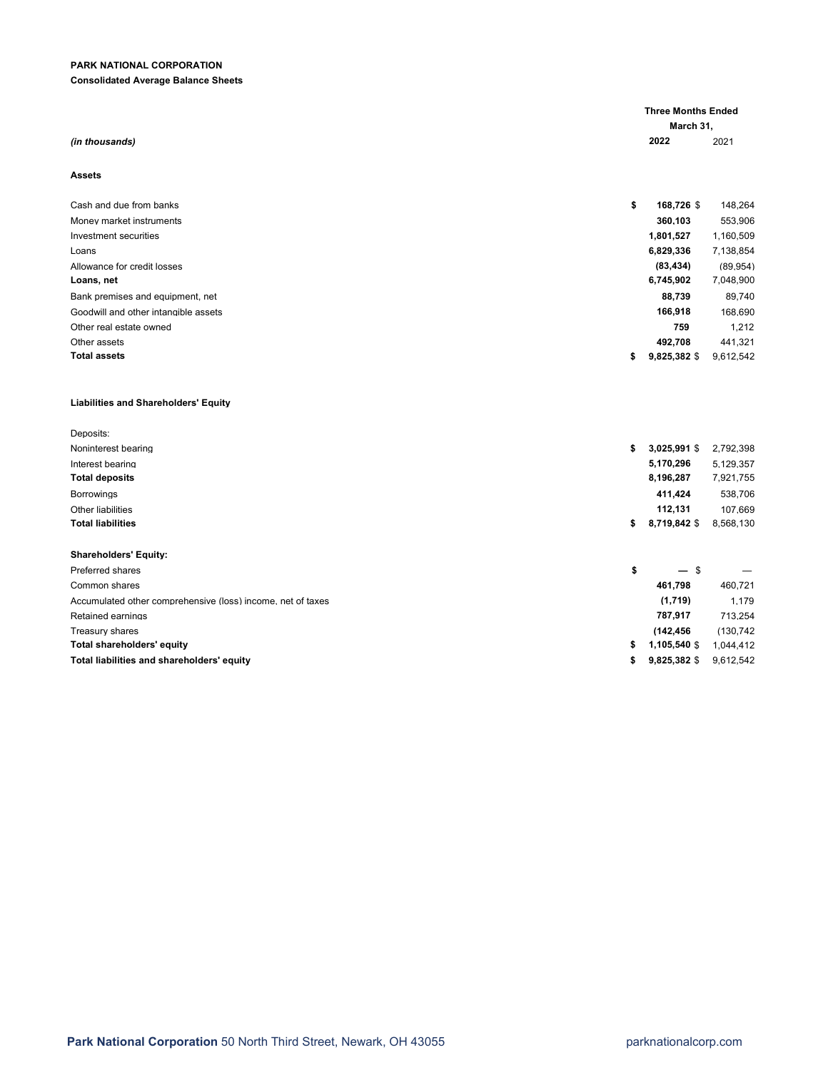**PARK NATIONAL CORPORATION**

**Consolidated Average Balance Sheets**

| *(in thousands)* | Three Months Ended March 31, 2022 | 2021 |
|---|---|---|
| **Assets** | | |
| Cash and due from banks | $ **168,726** | $ 148,264 |
| Money market instruments | **360,103** | 553,906 |
| Investment securities | **1,801,527** | 1,160,509 |
| Loans | **6,829,336** | 7,138,854 |
| Allowance for credit losses | **(83,434)** | (89,954) |
| **Loans, net** | **6,745,902** | 7,048,900 |
| Bank premises and equipment, net | **88,739** | 89,740 |
| Goodwill and other intangible assets | **166,918** | 168,690 |
| Other real estate owned | **759** | 1,212 |
| Other assets | **492,708** | 441,321 |
| **Total assets** | $ **9,825,382** | $ 9,612,542 |
| **Liabilities and Shareholders' Equity** | | |
| Deposits: | | |
| Noninterest bearing | $ **3,025,991** | $ 2,792,398 |
| Interest bearing | **5,170,296** | 5,129,357 |
| **Total deposits** | **8,196,287** | 7,921,755 |
| Borrowings | **411,424** | 538,706 |
| Other liabilities | **112,131** | 107,669 |
| **Total liabilities** | $ **8,719,842** | $ 8,568,130 |
| **Shareholders' Equity:** | | |
| Preferred shares | $ **—** | $ — |
| Common shares | **461,798** | 460,721 |
| Accumulated other comprehensive (loss) income, net of taxes | **(1,719)** | 1,179 |
| Retained earnings | **787,917** | 713,254 |
| Treasury shares | **(142,456** | (130,742 |
| **Total shareholders' equity** | $ **1,105,540** | $ 1,044,412 |
| **Total liabilities and shareholders' equity** | $ **9,825,382** | $ 9,612,542 |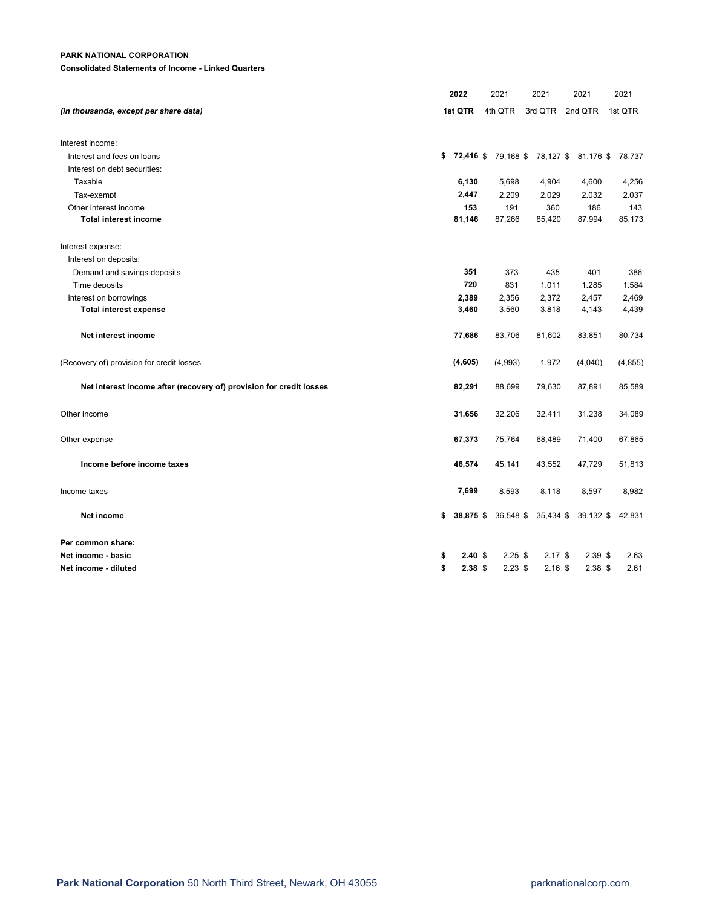**PARK NATIONAL CORPORATION**

**Consolidated Statements of Income - Linked Quarters**

| *(in thousands, except per share data)* | **2022 1st QTR** | 2021 4th QTR | 2021 3rd QTR | 2021 2nd QTR | 2021 1st QTR |
|---|---|---|---|---|---|
| Interest income: | | | | | |
| Interest and fees on loans | **$ 72,416** | $ 79,168 | $ 78,127 | $ 81,176 | $ 78,737 |
| Interest on debt securities: | | | | | |
| Taxable | **6,130** | 5,698 | 4,904 | 4,600 | 4,256 |
| Tax-exempt | **2,447** | 2,209 | 2,029 | 2,032 | 2,037 |
| Other interest income | **153** | 191 | 360 | 186 | 143 |
| **Total interest income** | **81,146** | 87,266 | 85,420 | 87,994 | 85,173 |
| Interest expense: | | | | | |
| Interest on deposits: | | | | | |
| Demand and savings deposits | **351** | 373 | 435 | 401 | 386 |
| Time deposits | **720** | 831 | 1,011 | 1,285 | 1,584 |
| Interest on borrowings | **2,389** | 2,356 | 2,372 | 2,457 | 2,469 |
| **Total interest expense** | **3,460** | 3,560 | 3,818 | 4,143 | 4,439 |
| **Net interest income** | **77,686** | 83,706 | 81,602 | 83,851 | 80,734 |
| (Recovery of) provision for credit losses | **(4,605)** | (4,993) | 1,972 | (4,040) | (4,855) |
| **Net interest income after (recovery of) provision for credit losses** | **82,291** | 88,699 | 79,630 | 87,891 | 85,589 |
| Other income | **31,656** | 32,206 | 32,411 | 31,238 | 34,089 |
| Other expense | **67,373** | 75,764 | 68,489 | 71,400 | 67,865 |
| **Income before income taxes** | **46,574** | 45,141 | 43,552 | 47,729 | 51,813 |
| Income taxes | **7,699** | 8,593 | 8,118 | 8,597 | 8,982 |
| **Net income** | **$ 38,875** | $ 36,548 | $ 35,434 | $ 39,132 | $ 42,831 |
| **Per common share:** | | | | | |
| **Net income - basic** | **$ 2.40** | $ 2.25 | $ 2.17 | $ 2.39 | $ 2.63 |
| **Net income - diluted** | **$ 2.38** | $ 2.23 | $ 2.16 | $ 2.38 | $ 2.61 |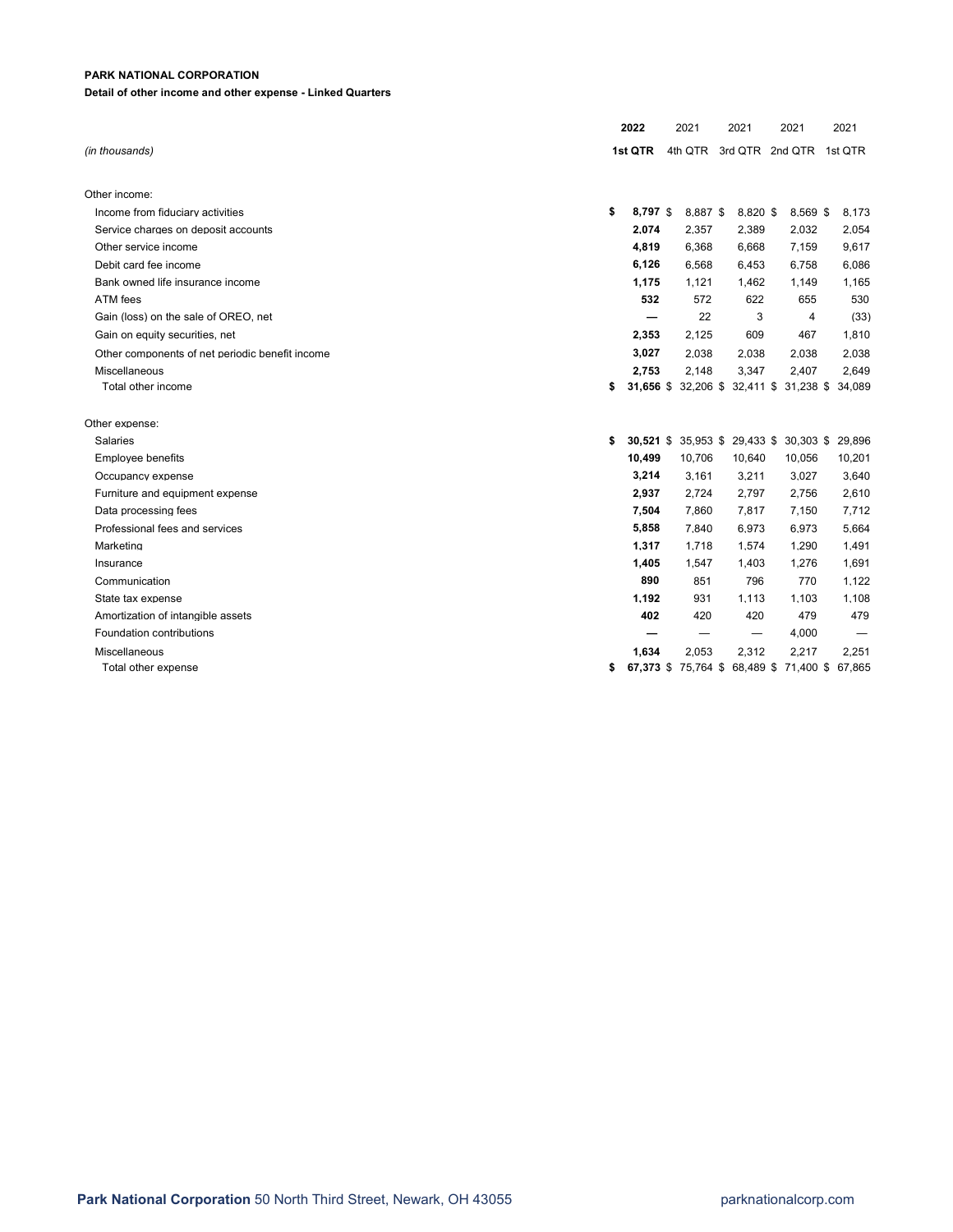**PARK NATIONAL CORPORATION**

**Detail of other income and other expense - Linked Quarters**

| *(in thousands)* | **2022 1st QTR** | 2021 4th QTR | 2021 3rd QTR | 2021 2nd QTR | 2021 1st QTR |
|---|---|---|---|---|---|
| Other income: | | | | | |
| Income from fiduciary activities | **$ 8,797** | $ 8,887 | $ 8,820 | $ 8,569 | $ 8,173 |
| Service charges on deposit accounts | **2,074** | 2,357 | 2,389 | 2,032 | 2,054 |
| Other service income | **4,819** | 6,368 | 6,668 | 7,159 | 9,617 |
| Debit card fee income | **6,126** | 6,568 | 6,453 | 6,758 | 6,086 |
| Bank owned life insurance income | **1,175** | 1,121 | 1,462 | 1,149 | 1,165 |
| ATM fees | **532** | 572 | 622 | 655 | 530 |
| Gain (loss) on the sale of OREO, net | **—** | 22 | 3 | 4 | (33) |
| Gain on equity securities, net | **2,353** | 2,125 | 609 | 467 | 1,810 |
| Other components of net periodic benefit income | **3,027** | 2,038 | 2,038 | 2,038 | 2,038 |
| Miscellaneous | **2,753** | 2,148 | 3,347 | 2,407 | 2,649 |
| Total other income | **$ 31,656** | $ 32,206 | $ 32,411 | $ 31,238 | $ 34,089 |
| Other expense: | | | | | |
| Salaries | **$ 30,521** | $ 35,953 | $ 29,433 | $ 30,303 | $ 29,896 |
| Employee benefits | **10,499** | 10,706 | 10,640 | 10,056 | 10,201 |
| Occupancy expense | **3,214** | 3,161 | 3,211 | 3,027 | 3,640 |
| Furniture and equipment expense | **2,937** | 2,724 | 2,797 | 2,756 | 2,610 |
| Data processing fees | **7,504** | 7,860 | 7,817 | 7,150 | 7,712 |
| Professional fees and services | **5,858** | 7,840 | 6,973 | 6,973 | 5,664 |
| Marketing | **1,317** | 1,718 | 1,574 | 1,290 | 1,491 |
| Insurance | **1,405** | 1,547 | 1,403 | 1,276 | 1,691 |
| Communication | **890** | 851 | 796 | 770 | 1,122 |
| State tax expense | **1,192** | 931 | 1,113 | 1,103 | 1,108 |
| Amortization of intangible assets | **402** | 420 | 420 | 479 | 479 |
| Foundation contributions | **—** | — | — | 4,000 | — |
| Miscellaneous | **1,634** | 2,053 | 2,312 | 2,217 | 2,251 |
| Total other expense | **$ 67,373** | $ 75,764 | $ 68,489 | $ 71,400 | $ 67,865 |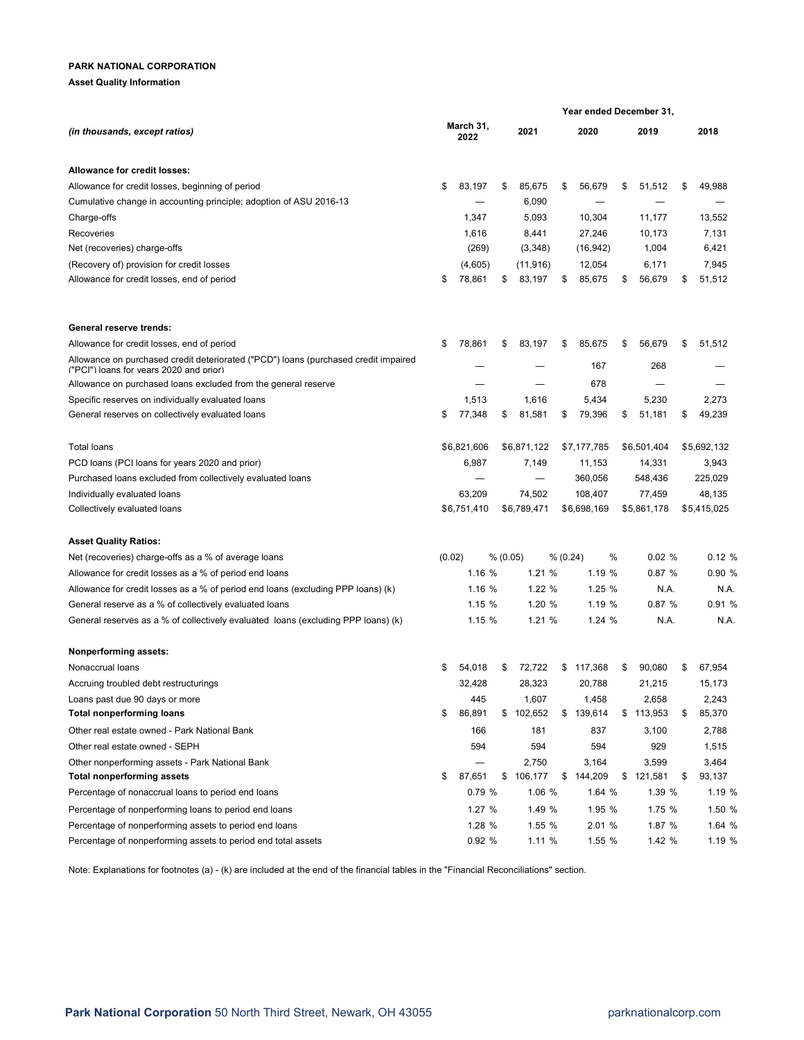**PARK NATIONAL CORPORATION**

**Asset Quality Information**

| *(in thousands, except ratios)* | March 31, 2022 | Year ended December 31, 2021 | 2020 | 2019 | 2018 |
|---|---|---|---|---|---|
| **Allowance for credit losses:** | | | | | |
| Allowance for credit losses, beginning of period | $ 83,197 | $ 85,675 | $ 56,679 | $ 51,512 | $ 49,988 |
| Cumulative change in accounting principle; adoption of ASU 2016-13 | — | 6,090 | — | — | — |
| Charge-offs | 1,347 | 5,093 | 10,304 | 11,177 | 13,552 |
| Recoveries | 1,616 | 8,441 | 27,246 | 10,173 | 7,131 |
| Net (recoveries) charge-offs | (269) | (3,348) | (16,942) | 1,004 | 6,421 |
| (Recovery of) provision for credit losses | (4,605) | (11,916) | 12,054 | 6,171 | 7,945 |
| Allowance for credit losses, end of period | $ 78,861 | $ 83,197 | $ 85,675 | $ 56,679 | $ 51,512 |
| **General reserve trends:** | | | | | |
| Allowance for credit losses, end of period | $ 78,861 | $ 83,197 | $ 85,675 | $ 56,679 | $ 51,512 |
| Allowance on purchased credit deteriorated ("PCD") loans (purchased credit impaired ("PCI") loans for years 2020 and prior) | — | — | 167 | 268 | — |
| Allowance on purchased loans excluded from the general reserve | — | — | 678 | — | — |
| Specific reserves on individually evaluated loans | 1,513 | 1,616 | 5,434 | 5,230 | 2,273 |
| General reserves on collectively evaluated loans | $ 77,348 | $ 81,581 | $ 79,396 | $ 51,181 | $ 49,239 |
| Total loans | $6,821,606 | $6,871,122 | $7,177,785 | $6,501,404 | $5,692,132 |
| PCD loans (PCI loans for years 2020 and prior) | 6,987 | 7,149 | 11,153 | 14,331 | 3,943 |
| Purchased loans excluded from collectively evaluated loans | — | — | 360,056 | 548,436 | 225,029 |
| Individually evaluated loans | 63,209 | 74,502 | 108,407 | 77,459 | 48,135 |
| Collectively evaluated loans | $6,751,410 | $6,789,471 | $6,698,169 | $5,861,178 | $5,415,025 |
| **Asset Quality Ratios:** | | | | | |
| Net (recoveries) charge-offs as a % of average loans | (0.02) % | (0.05) % | (0.24) % | 0.02 % | 0.12 % |
| Allowance for credit losses as a % of period end loans | 1.16 % | 1.21 % | 1.19 % | 0.87 % | 0.90 % |
| Allowance for credit losses as a % of period end loans (excluding PPP loans) (k) | 1.16 % | 1.22 % | 1.25 % | N.A. | N.A. |
| General reserve as a % of collectively evaluated loans | 1.15 % | 1.20 % | 1.19 % | 0.87 % | 0.91 % |
| General reserves as a % of collectively evaluated loans (excluding PPP loans) (k) | 1.15 % | 1.21 % | 1.24 % | N.A. | N.A. |
| **Nonperforming assets:** | | | | | |
| Nonaccrual loans | $ 54,018 | $ 72,722 | $ 117,368 | $ 90,080 | $ 67,954 |
| Accruing troubled debt restructurings | 32,428 | 28,323 | 20,788 | 21,215 | 15,173 |
| Loans past due 90 days or more | 445 | 1,607 | 1,458 | 2,658 | 2,243 |
| **Total nonperforming loans** | $ 86,891 | $ 102,652 | $ 139,614 | $ 113,953 | $ 85,370 |
| Other real estate owned - Park National Bank | 166 | 181 | 837 | 3,100 | 2,788 |
| Other real estate owned - SEPH | 594 | 594 | 594 | 929 | 1,515 |
| Other nonperforming assets - Park National Bank | — | 2,750 | 3,164 | 3,599 | 3,464 |
| **Total nonperforming assets** | $ 87,651 | $ 106,177 | $ 144,209 | $ 121,581 | $ 93,137 |
| Percentage of nonaccrual loans to period end loans | 0.79 % | 1.06 % | 1.64 % | 1.39 % | 1.19 % |
| Percentage of nonperforming loans to period end loans | 1.27 % | 1.49 % | 1.95 % | 1.75 % | 1.50 % |
| Percentage of nonperforming assets to period end loans | 1.28 % | 1.55 % | 2.01 % | 1.87 % | 1.64 % |
| Percentage of nonperforming assets to period end total assets | 0.92 % | 1.11 % | 1.55 % | 1.42 % | 1.19 % |

Note: Explanations for footnotes (a) - (k) are included at the end of the financial tables in the "Financial Reconciliations" section.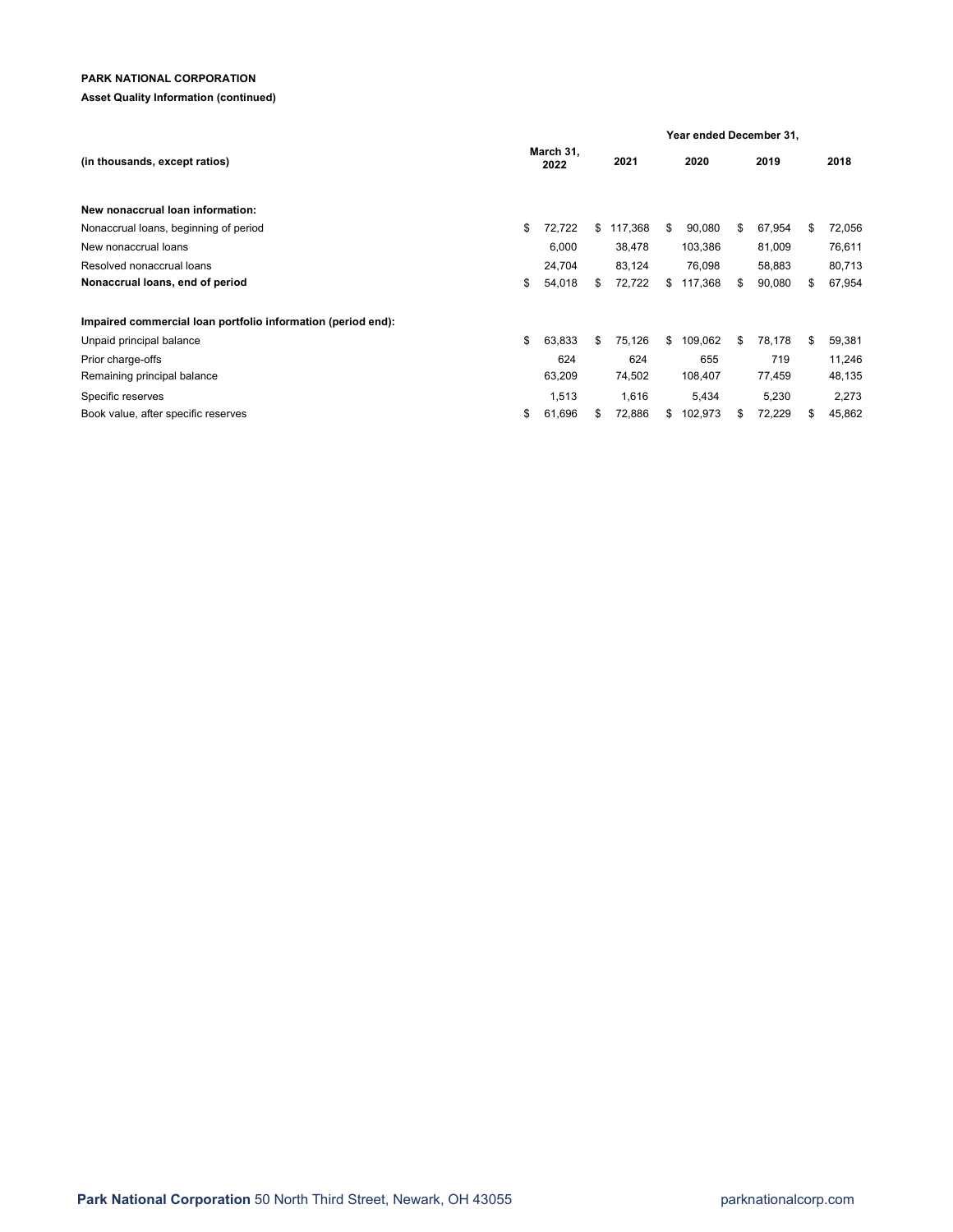**PARK NATIONAL CORPORATION**

**Asset Quality Information (continued)**

| (in thousands, except ratios) | March 31, 2022 | Year ended December 31, 2021 | 2020 | 2019 | 2018 |
|---|---|---|---|---|---|
| **New nonaccrual loan information:** | | | | | |
| Nonaccrual loans, beginning of period | $ 72,722 | $ 117,368 | $ 90,080 | $ 67,954 | $ 72,056 |
| New nonaccrual loans | 6,000 | 38,478 | 103,386 | 81,009 | 76,611 |
| Resolved nonaccrual loans | 24,704 | 83,124 | 76,098 | 58,883 | 80,713 |
| **Nonaccrual loans, end of period** | $ 54,018 | $ 72,722 | $ 117,368 | $ 90,080 | $ 67,954 |
| | | | | | |
| **Impaired commercial loan portfolio information (period end):** | | | | | |
| Unpaid principal balance | $ 63,833 | $ 75,126 | $ 109,062 | $ 78,178 | $ 59,381 |
| Prior charge-offs | 624 | 624 | 655 | 719 | 11,246 |
| Remaining principal balance | 63,209 | 74,502 | 108,407 | 77,459 | 48,135 |
| Specific reserves | 1,513 | 1,616 | 5,434 | 5,230 | 2,273 |
| Book value, after specific reserves | $ 61,696 | $ 72,886 | $ 102,973 | $ 72,229 | $ 45,862 |

**Park National Corporation** 50 North Third Street, Newark, OH 43055 parknationalcorp.com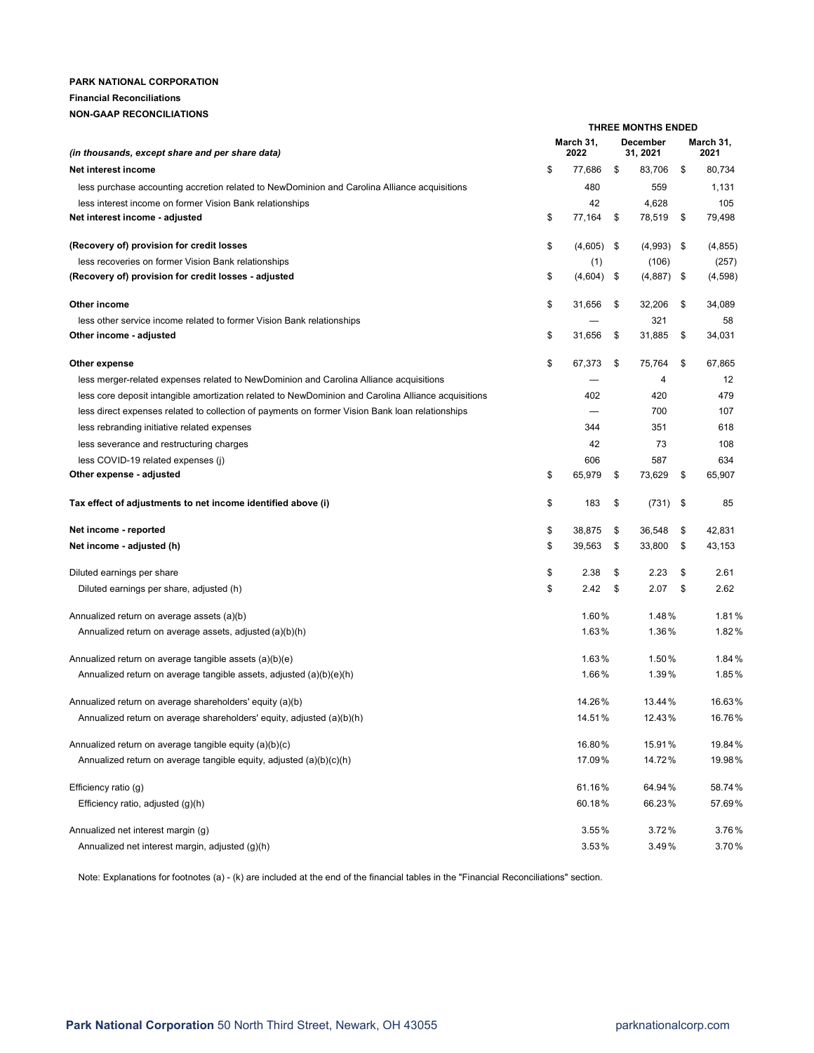**PARK NATIONAL CORPORATION**

**Financial Reconciliations**

**NON-GAAP RECONCILIATIONS**

| *(in thousands, except share and per share data)* | THREE MONTHS ENDED March 31, 2022 | THREE MONTHS ENDED December 31, 2021 | THREE MONTHS ENDED March 31, 2021 |
|---|---|---|---|
| **Net interest income** | $ 77,686 | $ 83,706 | $ 80,734 |
| less purchase accounting accretion related to NewDominion and Carolina Alliance acquisitions | 480 | 559 | 1,131 |
| less interest income on former Vision Bank relationships | 42 | 4,628 | 105 |
| **Net interest income - adjusted** | $ 77,164 | $ 78,519 | $ 79,498 |
| | | | |
| **(Recovery of) provision for credit losses** | $ (4,605) | $ (4,993) | $ (4,855) |
| less recoveries on former Vision Bank relationships | (1) | (106) | (257) |
| **(Recovery of) provision for credit losses - adjusted** | $ (4,604) | $ (4,887) | $ (4,598) |
| | | | |
| **Other income** | $ 31,656 | $ 32,206 | $ 34,089 |
| less other service income related to former Vision Bank relationships | — | 321 | 58 |
| **Other income - adjusted** | $ 31,656 | $ 31,885 | $ 34,031 |
| | | | |
| **Other expense** | $ 67,373 | $ 75,764 | $ 67,865 |
| less merger-related expenses related to NewDominion and Carolina Alliance acquisitions | — | 4 | 12 |
| less core deposit intangible amortization related to NewDominion and Carolina Alliance acquisitions | 402 | 420 | 479 |
| less direct expenses related to collection of payments on former Vision Bank loan relationships | — | 700 | 107 |
| less rebranding initiative related expenses | 344 | 351 | 618 |
| less severance and restructuring charges | 42 | 73 | 108 |
| less COVID-19 related expenses (j) | 606 | 587 | 634 |
| **Other expense - adjusted** | $ 65,979 | $ 73,629 | $ 65,907 |
| | | | |
| **Tax effect of adjustments to net income identified above (i)** | $ 183 | $ (731) | $ 85 |
| | | | |
| **Net income - reported** | $ 38,875 | $ 36,548 | $ 42,831 |
| **Net income - adjusted (h)** | $ 39,563 | $ 33,800 | $ 43,153 |
| | | | |
| Diluted earnings per share | $ 2.38 | $ 2.23 | $ 2.61 |
| Diluted earnings per share, adjusted (h) | $ 2.42 | $ 2.07 | $ 2.62 |
| | | | |
| Annualized return on average assets (a)(b) | 1.60 % | 1.48 % | 1.81 % |
| Annualized return on average assets, adjusted (a)(b)(h) | 1.63 % | 1.36 % | 1.82 % |
| | | | |
| Annualized return on average tangible assets (a)(b)(e) | 1.63 % | 1.50 % | 1.84 % |
| Annualized return on average tangible assets, adjusted (a)(b)(e)(h) | 1.66 % | 1.39 % | 1.85 % |
| | | | |
| Annualized return on average shareholders' equity (a)(b) | 14.26 % | 13.44 % | 16.63 % |
| Annualized return on average shareholders' equity, adjusted (a)(b)(h) | 14.51 % | 12.43 % | 16.76 % |
| | | | |
| Annualized return on average tangible equity (a)(b)(c) | 16.80 % | 15.91 % | 19.84 % |
| Annualized return on average tangible equity, adjusted (a)(b)(c)(h) | 17.09 % | 14.72 % | 19.98 % |
| | | | |
| Efficiency ratio (g) | 61.16 % | 64.94 % | 58.74 % |
| Efficiency ratio, adjusted (g)(h) | 60.18 % | 66.23 % | 57.69 % |
| | | | |
| Annualized net interest margin (g) | 3.55 % | 3.72 % | 3.76 % |
| Annualized net interest margin, adjusted (g)(h) | 3.53 % | 3.49 % | 3.70 % |

Note: Explanations for footnotes (a) - (k) are included at the end of the financial tables in the "Financial Reconciliations" section.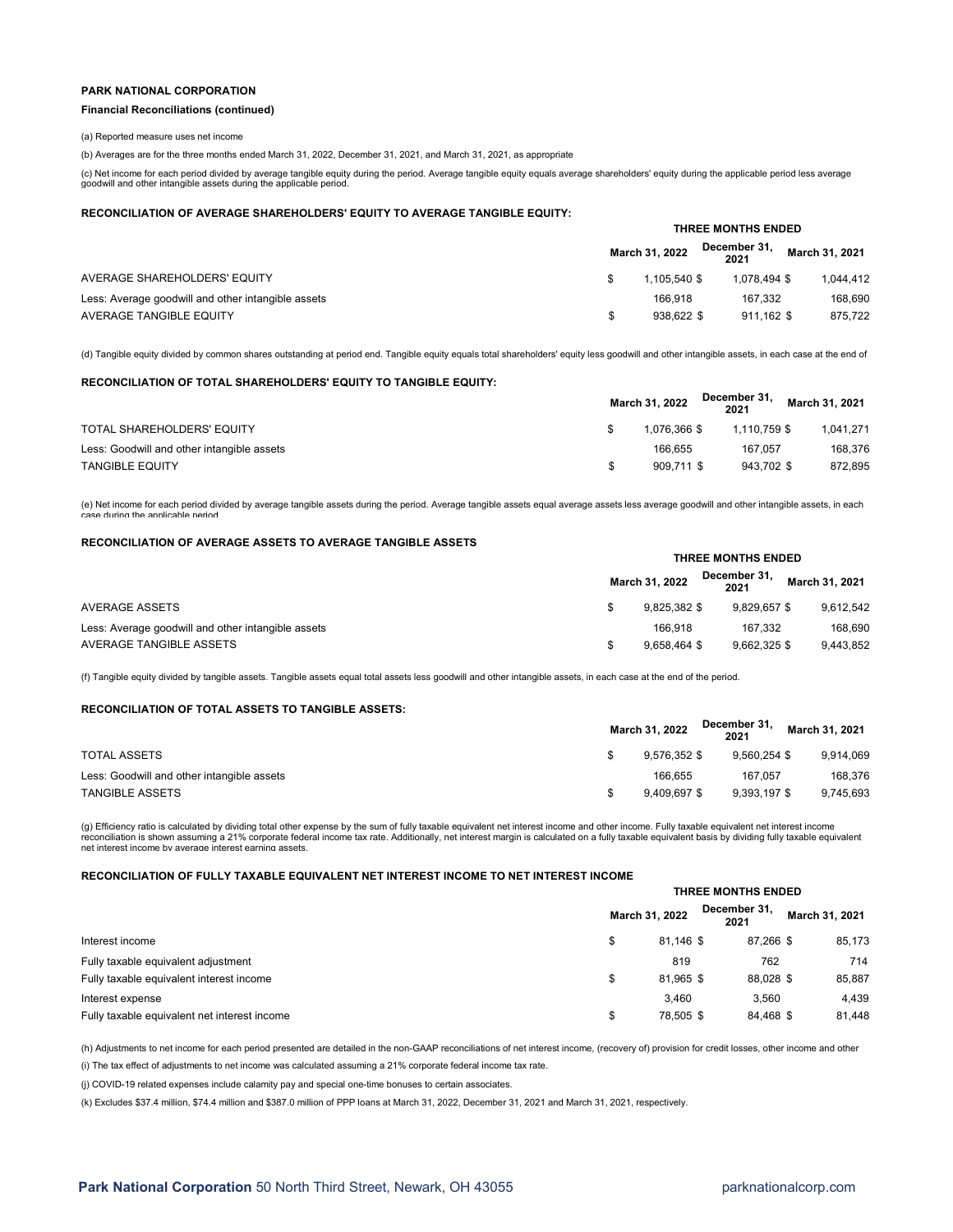**PARK NATIONAL CORPORATION**

**Financial Reconciliations (continued)**

(a) Reported measure uses net income

(b) Averages are for the three months ended March 31, 2022, December 31, 2021, and March 31, 2021, as appropriate

(c) Net income for each period divided by average tangible equity during the period. Average tangible equity equals average shareholders' equity during the applicable period less average goodwill and other intangible assets during the applicable period.

**RECONCILIATION OF AVERAGE SHAREHOLDERS' EQUITY TO AVERAGE TANGIBLE EQUITY:**

| | THREE MONTHS ENDED | | |
|---|---|---|---|
| | March 31, 2022 | December 31, 2021 | March 31, 2021 |
| AVERAGE SHAREHOLDERS' EQUITY | $ 1,105,540 | $ 1,078,494 | $ 1,044,412 |
| Less: Average goodwill and other intangible assets | 166,918 | 167,332 | 168,690 |
| AVERAGE TANGIBLE EQUITY | $ 938,622 | $ 911,162 | $ 875,722 |

(d) Tangible equity divided by common shares outstanding at period end. Tangible equity equals total shareholders' equity less goodwill and other intangible assets, in each case at the end of

**RECONCILIATION OF TOTAL SHAREHOLDERS' EQUITY TO TANGIBLE EQUITY:**

| | March 31, 2022 | December 31, 2021 | March 31, 2021 |
|---|---|---|---|
| TOTAL SHAREHOLDERS' EQUITY | $ 1,076,366 | $ 1,110,759 | $ 1,041,271 |
| Less: Goodwill and other intangible assets | 166,655 | 167,057 | 168,376 |
| TANGIBLE EQUITY | $ 909,711 | $ 943,702 | $ 872,895 |

(e) Net income for each period divided by average tangible assets during the period. Average tangible assets equal average assets less average goodwill and other intangible assets, in each case during the applicable period

**RECONCILIATION OF AVERAGE ASSETS TO AVERAGE TANGIBLE ASSETS**

| | THREE MONTHS ENDED | | |
|---|---|---|---|
| | March 31, 2022 | December 31, 2021 | March 31, 2021 |
| AVERAGE ASSETS | $ 9,825,382 | $ 9,829,657 | $ 9,612,542 |
| Less: Average goodwill and other intangible assets | 166,918 | 167,332 | 168,690 |
| AVERAGE TANGIBLE ASSETS | $ 9,658,464 | $ 9,662,325 | $ 9,443,852 |

(f) Tangible equity divided by tangible assets. Tangible assets equal total assets less goodwill and other intangible assets, in each case at the end of the period.

**RECONCILIATION OF TOTAL ASSETS TO TANGIBLE ASSETS:**

| | March 31, 2022 | December 31, 2021 | March 31, 2021 |
|---|---|---|---|
| TOTAL ASSETS | $ 9,576,352 | $ 9,560,254 | $ 9,914,069 |
| Less: Goodwill and other intangible assets | 166,655 | 167,057 | 168,376 |
| TANGIBLE ASSETS | $ 9,409,697 | $ 9,393,197 | $ 9,745,693 |

(g) Efficiency ratio is calculated by dividing total other expense by the sum of fully taxable equivalent net interest income and other income. Fully taxable equivalent net interest income reconciliation is shown assuming a 21% corporate federal income tax rate. Additionally, net interest margin is calculated on a fully taxable equivalent basis by dividing fully taxable equivalent net interest income by average interest earning assets.

**RECONCILIATION OF FULLY TAXABLE EQUIVALENT NET INTEREST INCOME TO NET INTEREST INCOME**

| | THREE MONTHS ENDED | | |
|---|---|---|---|
| | March 31, 2022 | December 31, 2021 | March 31, 2021 |
| Interest income | $ 81,146 | $ 87,266 | $ 85,173 |
| Fully taxable equivalent adjustment | 819 | 762 | 714 |
| Fully taxable equivalent interest income | $ 81,965 | $ 88,028 | $ 85,887 |
| Interest expense | 3,460 | 3,560 | 4,439 |
| Fully taxable equivalent net interest income | $ 78,505 | $ 84,468 | $ 81,448 |

(h) Adjustments to net income for each period presented are detailed in the non-GAAP reconciliations of net interest income, (recovery of) provision for credit losses, other income and other

(i) The tax effect of adjustments to net income was calculated assuming a 21% corporate federal income tax rate.

(j) COVID-19 related expenses include calamity pay and special one-time bonuses to certain associates.

(k) Excludes $37.4 million, $74.4 million and $387.0 million of PPP loans at March 31, 2022, December 31, 2021 and March 31, 2021, respectively.